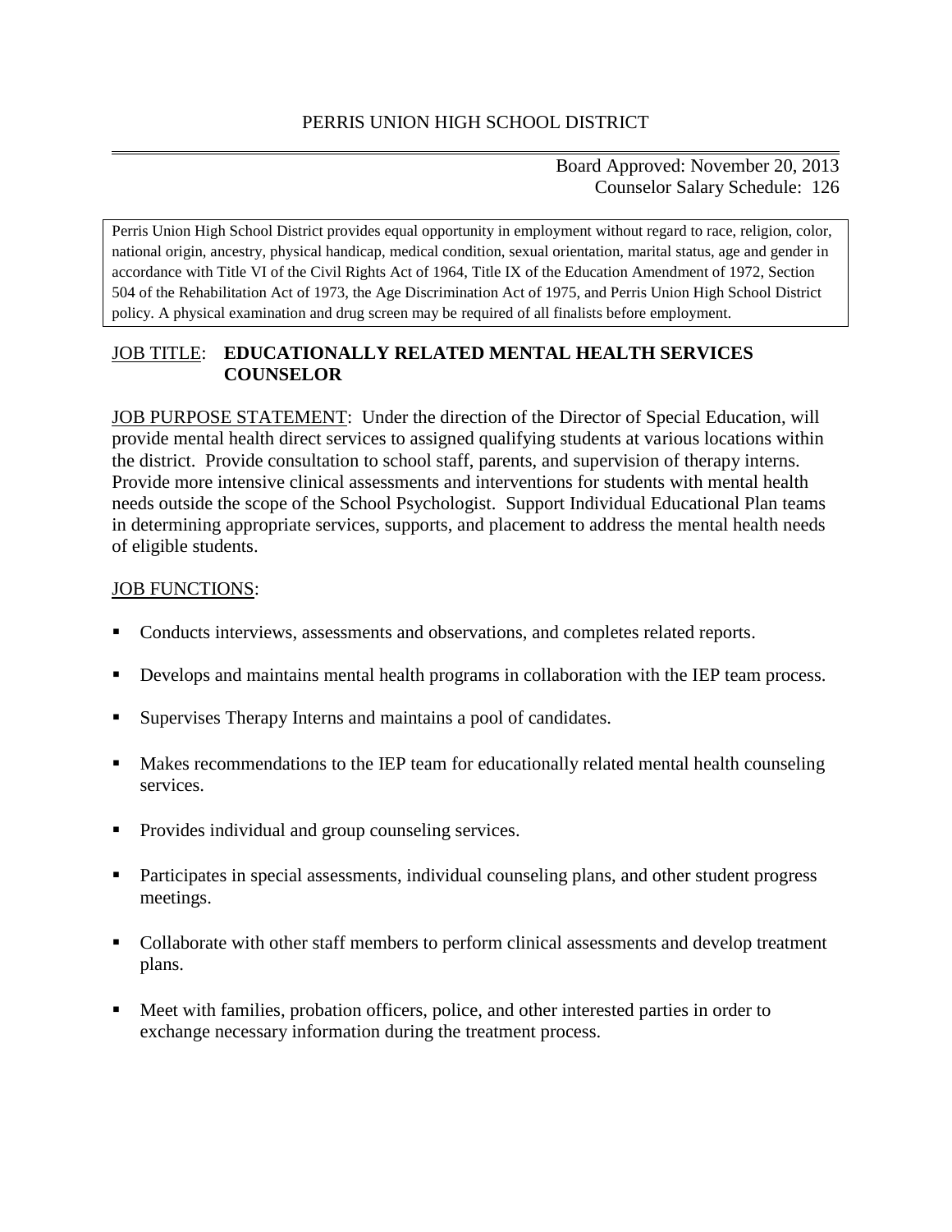PERRIS UNION HIGH SCHOOL DISTRICT

Board Approved: November 20, 2013
Counselor Salary Schedule: 126

Perris Union High School District provides equal opportunity in employment without regard to race, religion, color, national origin, ancestry, physical handicap, medical condition, sexual orientation, marital status, age and gender in accordance with Title VI of the Civil Rights Act of 1964, Title IX of the Education Amendment of 1972, Section 504 of the Rehabilitation Act of 1973, the Age Discrimination Act of 1975, and Perris Union High School District policy. A physical examination and drug screen may be required of all finalists before employment.

JOB TITLE: **EDUCATIONALLY RELATED MENTAL HEALTH SERVICES COUNSELOR**

JOB PURPOSE STATEMENT: Under the direction of the Director of Special Education, will provide mental health direct services to assigned qualifying students at various locations within the district. Provide consultation to school staff, parents, and supervision of therapy interns. Provide more intensive clinical assessments and interventions for students with mental health needs outside the scope of the School Psychologist. Support Individual Educational Plan teams in determining appropriate services, supports, and placement to address the mental health needs of eligible students.

JOB FUNCTIONS:

- Conducts interviews, assessments and observations, and completes related reports.
- Develops and maintains mental health programs in collaboration with the IEP team process.
- Supervises Therapy Interns and maintains a pool of candidates.
- Makes recommendations to the IEP team for educationally related mental health counseling services.
- Provides individual and group counseling services.
- Participates in special assessments, individual counseling plans, and other student progress meetings.
- Collaborate with other staff members to perform clinical assessments and develop treatment plans.
- Meet with families, probation officers, police, and other interested parties in order to exchange necessary information during the treatment process.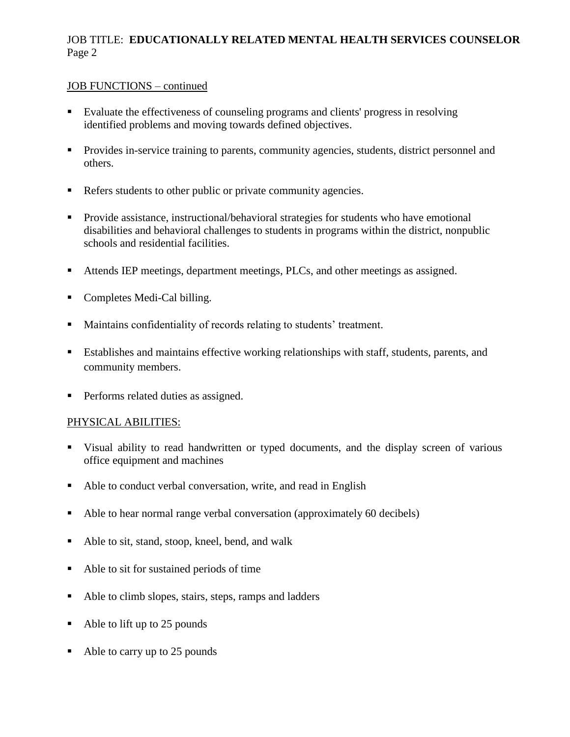## JOB FUNCTIONS – continued

- Evaluate the effectiveness of counseling programs and clients' progress in resolving identified problems and moving towards defined objectives.
- Provides in-service training to parents, community agencies, students, district personnel and others.
- Refers students to other public or private community agencies.
- Provide assistance, instructional/behavioral strategies for students who have emotional disabilities and behavioral challenges to students in programs within the district, nonpublic schools and residential facilities.
- Attends IEP meetings, department meetings, PLCs, and other meetings as assigned.
- Completes Medi-Cal billing.
- Maintains confidentiality of records relating to students' treatment.
- Establishes and maintains effective working relationships with staff, students, parents, and community members.
- Performs related duties as assigned.

## PHYSICAL ABILITIES:

- Visual ability to read handwritten or typed documents, and the display screen of various office equipment and machines
- Able to conduct verbal conversation, write, and read in English
- Able to hear normal range verbal conversation (approximately 60 decibels)
- Able to sit, stand, stoop, kneel, bend, and walk
- Able to sit for sustained periods of time
- Able to climb slopes, stairs, steps, ramps and ladders
- Able to lift up to 25 pounds
- Able to carry up to 25 pounds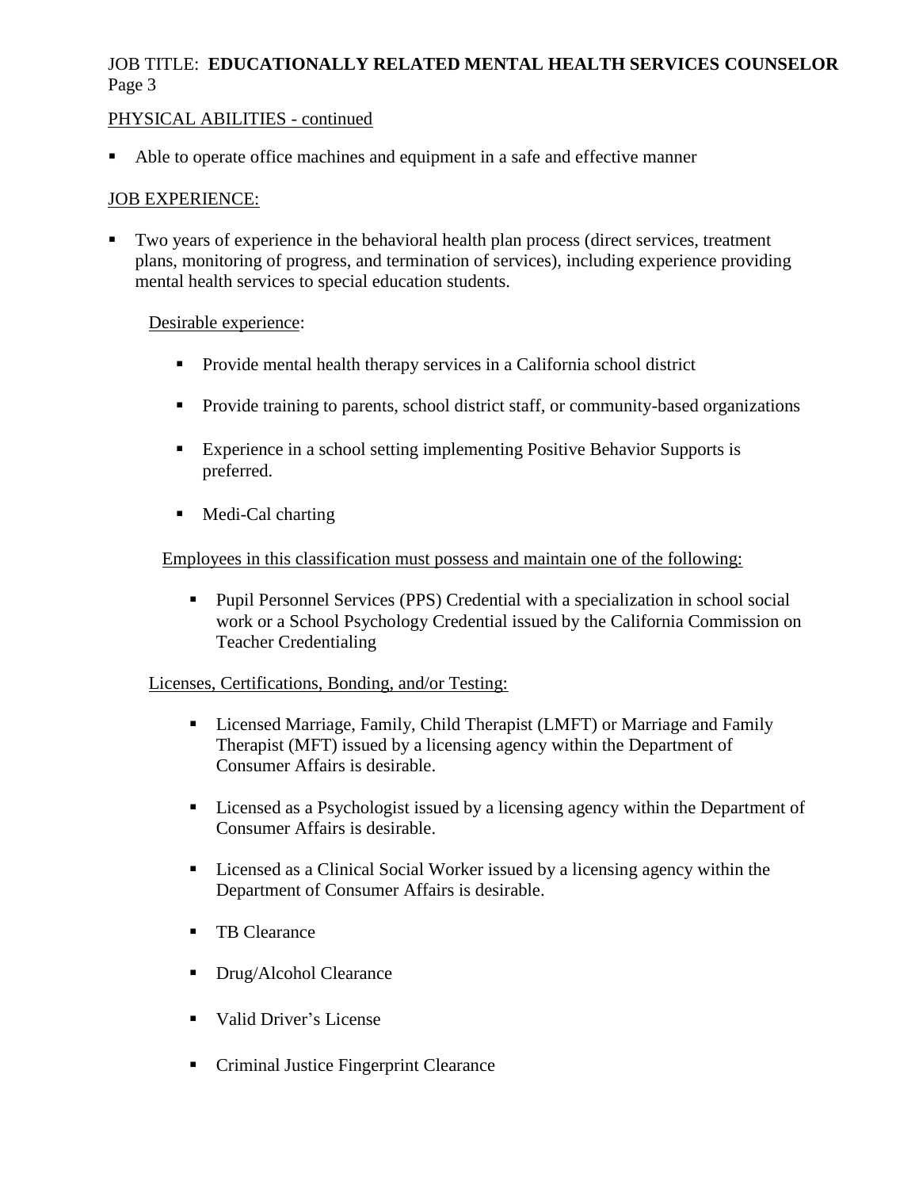## PHYSICAL ABILITIES - continued

- Able to operate office machines and equipment in a safe and effective manner

## JOB EXPERIENCE:

- Two years of experience in the behavioral health plan process (direct services, treatment plans, monitoring of progress, and termination of services), including experience providing mental health services to special education students.

### Desirable experience:

- Provide mental health therapy services in a California school district
- Provide training to parents, school district staff, or community-based organizations
- Experience in a school setting implementing Positive Behavior Supports is preferred.
- Medi-Cal charting

### Employees in this classification must possess and maintain one of the following:

- Pupil Personnel Services (PPS) Credential with a specialization in school social work or a School Psychology Credential issued by the California Commission on Teacher Credentialing

### Licenses, Certifications, Bonding, and/or Testing:

- Licensed Marriage, Family, Child Therapist (LMFT) or Marriage and Family Therapist (MFT) issued by a licensing agency within the Department of Consumer Affairs is desirable.
- Licensed as a Psychologist issued by a licensing agency within the Department of Consumer Affairs is desirable.
- Licensed as a Clinical Social Worker issued by a licensing agency within the Department of Consumer Affairs is desirable.
- TB Clearance
- Drug/Alcohol Clearance
- Valid Driver's License
- Criminal Justice Fingerprint Clearance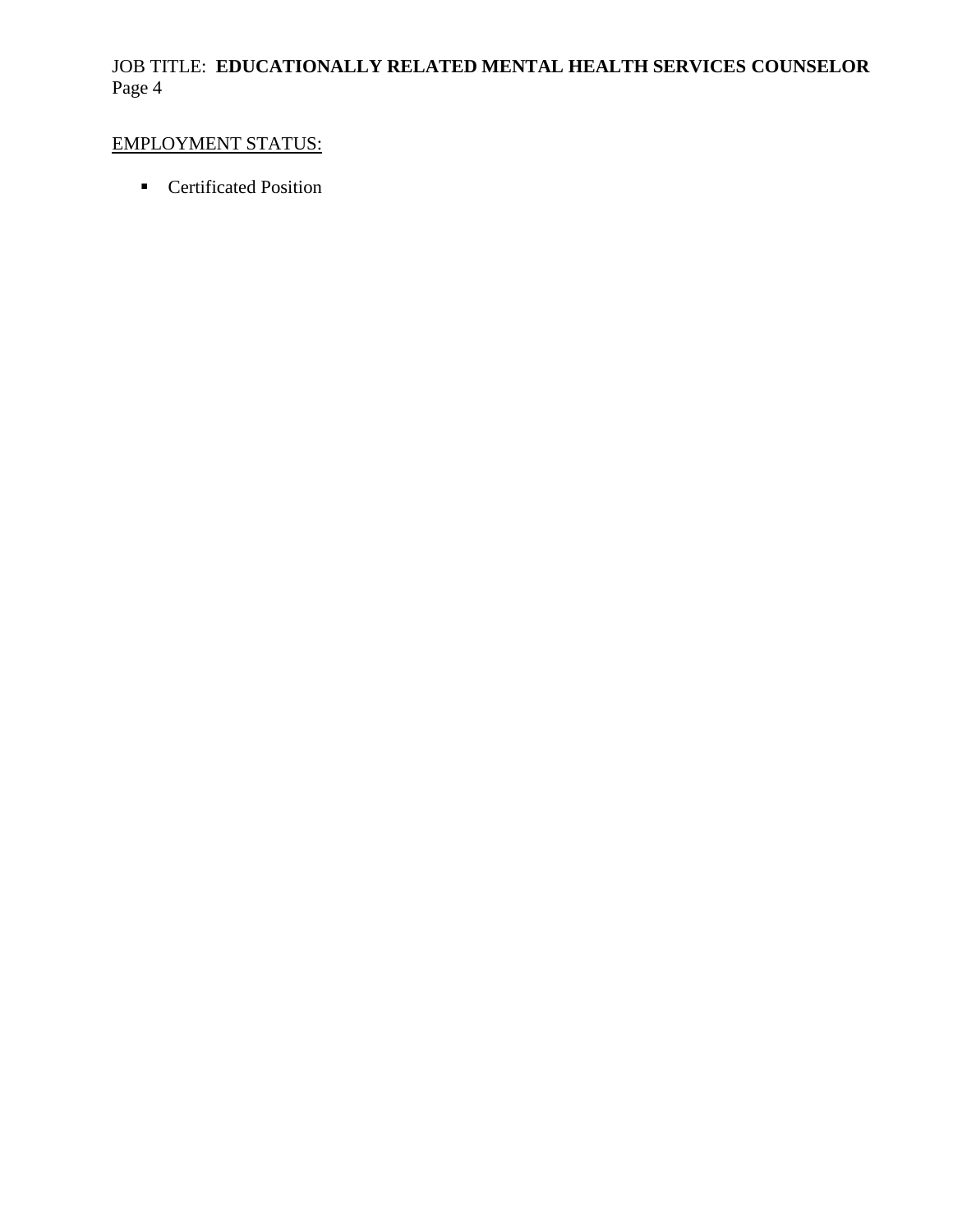## EMPLOYMENT STATUS:

- Certificated Position